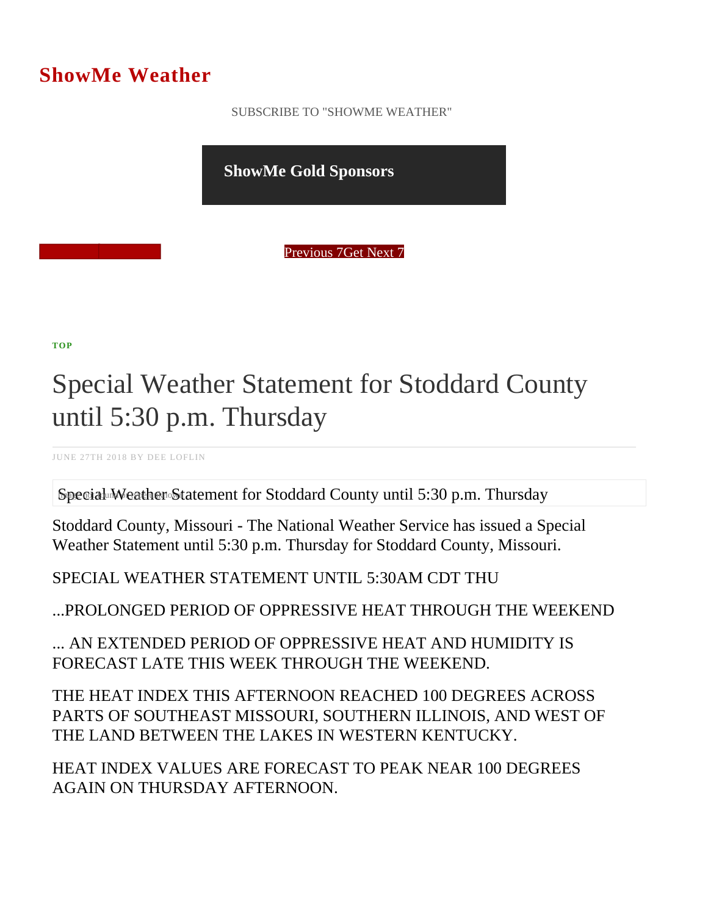# ShowMe Weather

SUBSCRIBE TO "SHOWME WEATHER"

**ShowMe Gold Sponsors**

Previous 7Get Next 7

**TOP**

# Special Weather Statement for Stoddard County until 5:30 p.m. Thursday

JUNE 27TH 2018 BY DEE LOFLIN

Special Weather Statement for Stoddard County until 5:30 p.m. Thursday

Stoddard County, Missouri - The National Weather Service has issued a Special Weather Statement until 5:30 p.m. Thursday for Stoddard County, Missouri.

SPECIAL WEATHER STATEMENT UNTIL 5:30AM CDT THU

...PROLONGED PERIOD OF OPPRESSIVE HEAT THROUGH THE WEEKEND

... AN EXTENDED PERIOD OF OPPRESSIVE HEAT AND HUMIDITY IS FORECAST LATE THIS WEEK THROUGH THE WEEKEND.

THE HEAT INDEX THIS AFTERNOON REACHED 100 DEGREES ACROSS PARTS OF SOUTHEAST MISSOURI, SOUTHERN ILLINOIS, AND WEST OF THE LAND BETWEEN THE LAKES IN WESTERN KENTUCKY.

HEAT INDEX VALUES ARE FORECAST TO PEAK NEAR 100 DEGREES AGAIN ON THURSDAY AFTERNOON.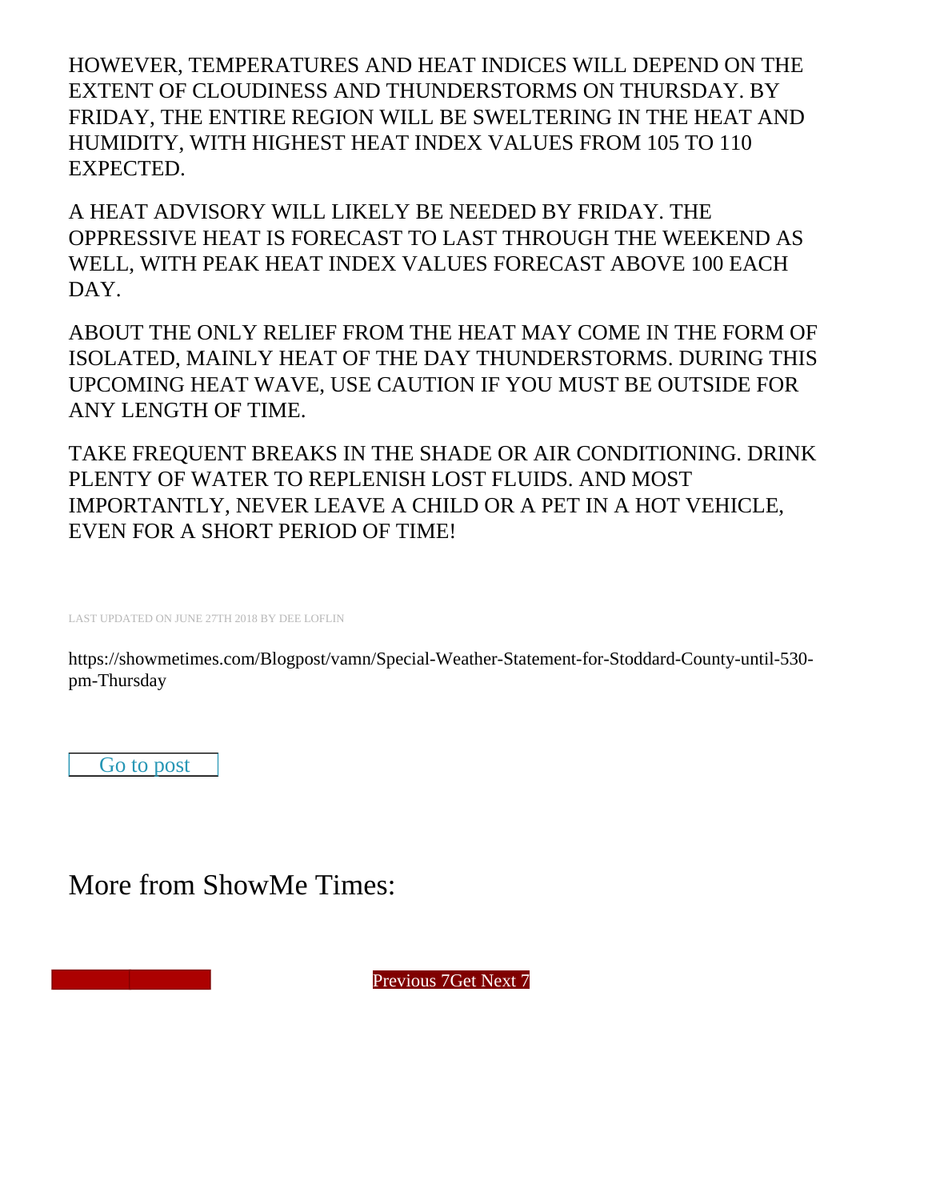HOWEVER, TEMPERATURES AND HEAT INDICES WILL DEPEND ON THE EXTENT OF CLOUDINESS AND THUNDERSTORMS ON THURSDAY. BY FRIDAY, THE ENTIRE REGION WILL BE SWELTERING IN THE HEAT AND HUMIDITY, WITH HIGHEST HEAT INDEX VALUES FROM 105 TO 110 EXPECTED.

A HEAT ADVISORY WILL LIKELY BE NEEDED BY FRIDAY. THE OPPRESSIVE HEAT IS FORECAST TO LAST THROUGH THE WEEKEND AS WELL, WITH PEAK HEAT INDEX VALUES FORECAST ABOVE 100 EACH DAY.

ABOUT THE ONLY RELIEF FROM THE HEAT MAY COME IN THE FORM OF ISOLATED, MAINLY HEAT OF THE DAY THUNDERSTORMS. DURING THIS UPCOMING HEAT WAVE, USE CAUTION IF YOU MUST BE OUTSIDE FOR ANY LENGTH OF TIME.

TAKE FREQUENT BREAKS IN THE SHADE OR AIR CONDITIONING. DRINK PLENTY OF WATER TO REPLENISH LOST FLUIDS. AND MOST IMPORTANTLY, NEVER LEAVE A CHILD OR A PET IN A HOT VEHICLE, EVEN FOR A SHORT PERIOD OF TIME!

LAST UPDATED ON JUNE 27TH 2018 BY DEE LOFLIN

https://showmetimes.com/Blogpost/vamn/Special-Weather-Statement-for-Stoddard-County-until-530-pm-Thursday

Go to post

## More from ShowMe Times:

Previous 7Get Next 7